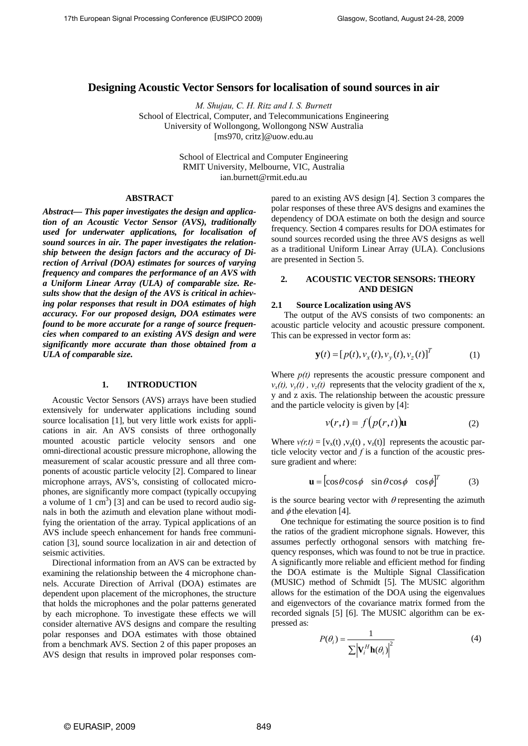# Designing Acoustic Vector Sensors for localisation of sound sources in air

*M. Shujau, C. H. Ritz and I. S. Burnett*

School of Electrical, Computer, and Telecommunications Engineering
University of Wollongong, Wollongong NSW Australia
[ms970, critz]@uow.edu.au

School of Electrical and Computer Engineering
RMIT University, Melbourne, VIC, Australia
ian.burnett@rmit.edu.au

## ABSTRACT

***Abstract— This paper investigates the design and application of an Acoustic Vector Sensor (AVS), traditionally used for underwater applications, for localisation of sound sources in air. The paper investigates the relationship between the design factors and the accuracy of Direction of Arrival (DOA) estimates for sources of varying frequency and compares the performance of an AVS with a Uniform Linear Array (ULA) of comparable size. Results show that the design of the AVS is critical in achieving polar responses that result in DOA estimates of high accuracy. For our proposed design, DOA estimates were found to be more accurate for a range of source frequencies when compared to an existing AVS design and were significantly more accurate than those obtained from a ULA of comparable size.***

## 1. INTRODUCTION

Acoustic Vector Sensors (AVS) arrays have been studied extensively for underwater applications including sound source localisation [1], but very little work exists for applications in air. An AVS consists of three orthogonally mounted acoustic particle velocity sensors and one omni-directional acoustic pressure microphone, allowing the measurement of scalar acoustic pressure and all three components of acoustic particle velocity [2]. Compared to linear microphone arrays, AVS's, consisting of collocated microphones, are significantly more compact (typically occupying a volume of 1 $cm^3$) [3] and can be used to record audio signals in both the azimuth and elevation plane without modifying the orientation of the array. Typical applications of an AVS include speech enhancement for hands free communication [3], sound source localization in air and detection of seismic activities.

Directional information from an AVS can be extracted by examining the relationship between the 4 microphone channels. Accurate Direction of Arrival (DOA) estimates are dependent upon placement of the microphones, the structure that holds the microphones and the polar patterns generated by each microphone. To investigate these effects we will consider alternative AVS designs and compare the resulting polar responses and DOA estimates with those obtained from a benchmark AVS. Section 2 of this paper proposes an AVS design that results in improved polar responses compared to an existing AVS design [4]. Section 3 compares the polar responses of these three AVS designs and examines the dependency of DOA estimate on both the design and source frequency. Section 4 compares results for DOA estimates for sound sources recorded using the three AVS designs as well as a traditional Uniform Linear Array (ULA). Conclusions are presented in Section 5.

## 2. ACOUSTIC VECTOR SENSORS: THEORY AND DESIGN

### 2.1 Source Localization using AVS

The output of the AVS consists of two components: an acoustic particle velocity and acoustic pressure component. This can be expressed in vector form as:

$$\mathbf{y}(t) = [p(t), v_x(t), v_y(t), v_z(t)]^T \tag{1}$$

Where $p(t)$ represents the acoustic pressure component and $v_x(t)$, $v_y(t)$ , $v_z(t)$ represents that the velocity gradient of the x, y and z axis. The relationship between the acoustic pressure and the particle velocity is given by [4]:

$$v(r,t) = f\big(p(r,t)\big)\mathbf{u} \tag{2}$$

Where $v(r,t) = [v_x(t), v_y(t), v_z(t)]$ represents the acoustic particle velocity vector and $f$ is a function of the acoustic pressure gradient and where:

$$\mathbf{u} = [\cos\theta\cos\phi \quad \sin\theta\cos\phi \quad \cos\phi]^T \tag{3}$$

is the source bearing vector with $\theta$ representing the azimuth and $\phi$ the elevation [4].

One technique for estimating the source position is to find the ratios of the gradient microphone signals. However, this assumes perfectly orthogonal sensors with matching frequency responses, which was found to not be true in practice. A significantly more reliable and efficient method for finding the DOA estimate is the Multiple Signal Classification (MUSIC) method of Schmidt [5]. The MUSIC algorithm allows for the estimation of the DOA using the eigenvalues and eigenvectors of the covariance matrix formed from the recorded signals [5] [6]. The MUSIC algorithm can be expressed as:

$$P(\theta_i) = \frac{1}{\sum \left|\mathbf{V}_i^H \mathbf{h}(\theta_i)\right|^2} \tag{4}$$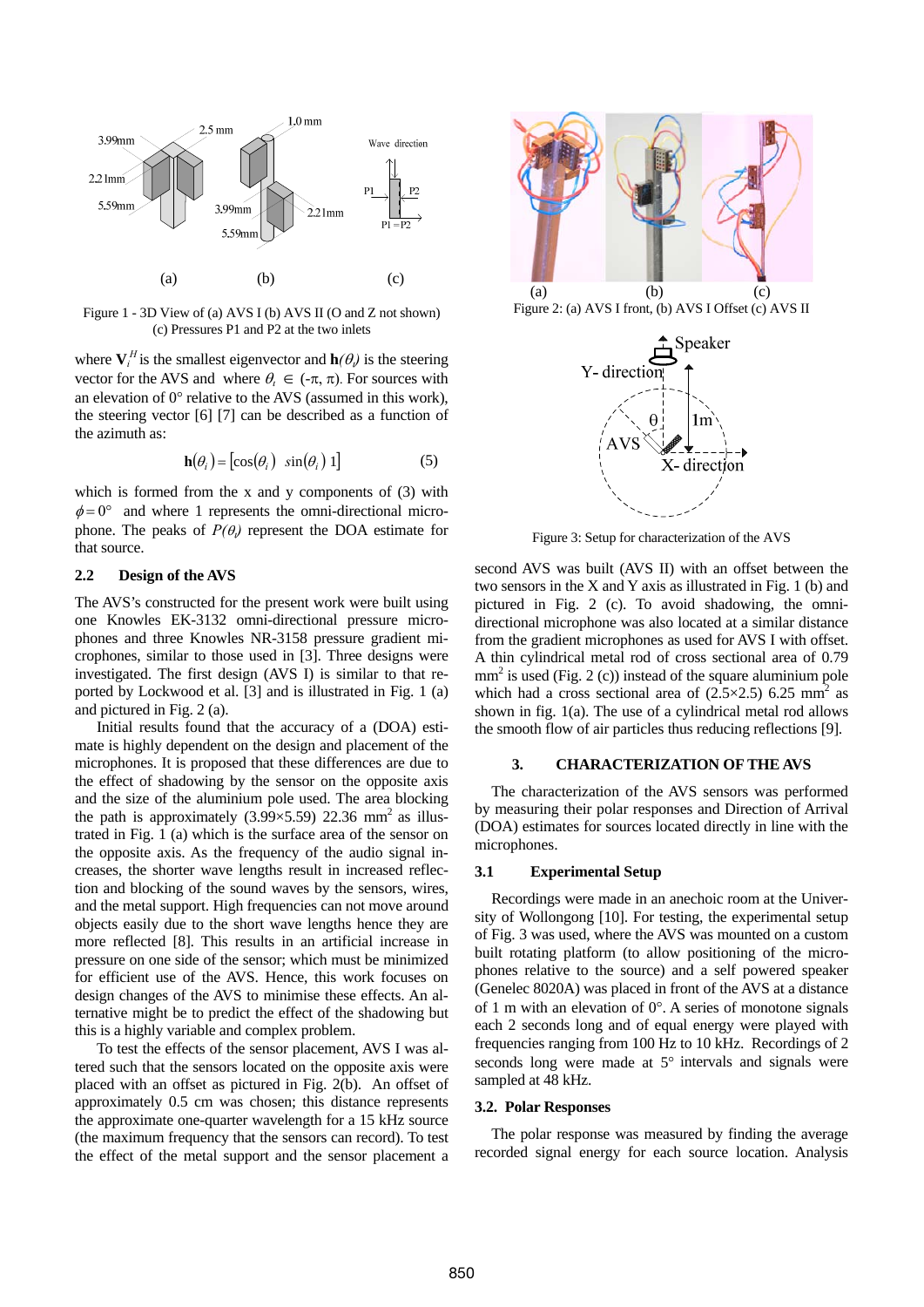Figure 1 - 3D View of (a) AVS I (b) AVS II (O and Z not shown) (c) Pressures P1 and P2 at the two inlets

where $\mathbf{V}_i^H$ is the smallest eigenvector and $\mathbf{h}(\theta_i)$ is the steering vector for the AVS and where $\theta_i \in (-\pi, \pi)$. For sources with an elevation of 0° relative to the AVS (assumed in this work), the steering vector [6] [7] can be described as a function of the azimuth as:

$$\mathbf{h}(\theta_i) = [\cos(\theta_i) \;\; \sin(\theta_i) \;\; 1] \tag{5}$$

which is formed from the x and y components of (3) with $\phi = 0°$ and where 1 represents the omni-directional microphone. The peaks of $P(\theta_i)$ represent the DOA estimate for that source.

### 2.2 Design of the AVS

The AVS's constructed for the present work were built using one Knowles EK-3132 omni-directional pressure microphones and three Knowles NR-3158 pressure gradient microphones, similar to those used in [3]. Three designs were investigated. The first design (AVS I) is similar to that reported by Lockwood et al. [3] and is illustrated in Fig. 1 (a) and pictured in Fig. 2 (a).

Initial results found that the accuracy of a (DOA) estimate is highly dependent on the design and placement of the microphones. It is proposed that these differences are due to the effect of shadowing by the sensor on the opposite axis and the size of the aluminium pole used. The area blocking the path is approximately (3.99×5.59) 22.36 mm$^2$ as illustrated in Fig. 1 (a) which is the surface area of the sensor on the opposite axis. As the frequency of the audio signal increases, the shorter wave lengths result in increased reflection and blocking of the sound waves by the sensors, wires, and the metal support. High frequencies can not move around objects easily due to the short wave lengths hence they are more reflected [8]. This results in an artificial increase in pressure on one side of the sensor; which must be minimized for efficient use of the AVS. Hence, this work focuses on design changes of the AVS to minimise these effects. An alternative might be to predict the effect of the shadowing but this is a highly variable and complex problem.

To test the effects of the sensor placement, AVS I was altered such that the sensors located on the opposite axis were placed with an offset as pictured in Fig. 2(b). An offset of approximately 0.5 cm was chosen; this distance represents the approximate one-quarter wavelength for a 15 kHz source (the maximum frequency that the sensors can record). To test the effect of the metal support and the sensor placement a second AVS was built (AVS II) with an offset between the two sensors in the X and Y axis as illustrated in Fig. 1 (b) and pictured in Fig. 2 (c). To avoid shadowing, the omni-directional microphone was also located at a similar distance from the gradient microphones as used for AVS I with offset. A thin cylindrical metal rod of cross sectional area of 0.79 mm$^2$ is used (Fig. 2 (c)) instead of the square aluminium pole which had a cross sectional area of (2.5×2.5) 6.25 mm$^2$ as shown in fig. 1(a). The use of a cylindrical metal rod allows the smooth flow of air particles thus reducing reflections [9].

Figure 2: (a) AVS I front, (b) AVS I Offset (c) AVS II

Figure 3: Setup for characterization of the AVS

## 3. CHARACTERIZATION OF THE AVS

The characterization of the AVS sensors was performed by measuring their polar responses and Direction of Arrival (DOA) estimates for sources located directly in line with the microphones.

### 3.1 Experimental Setup

Recordings were made in an anechoic room at the University of Wollongong [10]. For testing, the experimental setup of Fig. 3 was used, where the AVS was mounted on a custom built rotating platform (to allow positioning of the microphones relative to the source) and a self powered speaker (Genelec 8020A) was placed in front of the AVS at a distance of 1 m with an elevation of 0°. A series of monotone signals each 2 seconds long and of equal energy were played with frequencies ranging from 100 Hz to 10 kHz. Recordings of 2 seconds long were made at 5° intervals and signals were sampled at 48 kHz.

### 3.2. Polar Responses

The polar response was measured by finding the average recorded signal energy for each source location. Analysis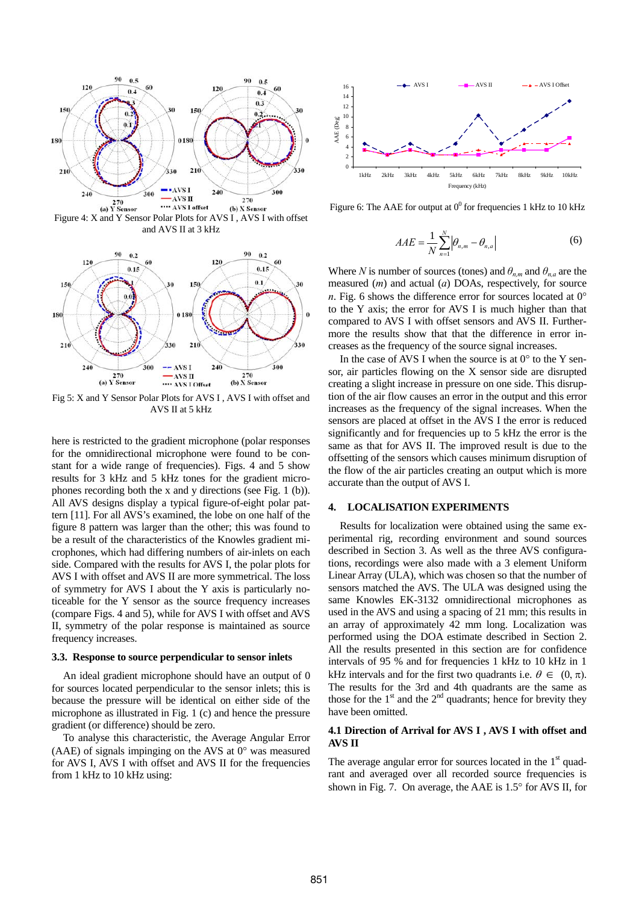Figure 4: X and Y Sensor Polar Plots for AVS I , AVS I with offset and AVS II at 3 kHz

Fig 5: X and Y Sensor Polar Plots for AVS I , AVS I with offset and AVS II at 5 kHz

here is restricted to the gradient microphone (polar responses for the omnidirectional microphone were found to be constant for a wide range of frequencies). Figs. 4 and 5 show results for 3 kHz and 5 kHz tones for the gradient microphones recording both the x and y directions (see Fig. 1 (b)). All AVS designs display a typical figure-of-eight polar pattern [11]. For all AVS's examined, the lobe on one half of the figure 8 pattern was larger than the other; this was found to be a result of the characteristics of the Knowles gradient microphones, which had differing numbers of air-inlets on each side. Compared with the results for AVS I, the polar plots for AVS I with offset and AVS II are more symmetrical. The loss of symmetry for AVS I about the Y axis is particularly noticeable for the Y sensor as the source frequency increases (compare Figs. 4 and 5), while for AVS I with offset and AVS II, symmetry of the polar response is maintained as source frequency increases.

### 3.3. Response to source perpendicular to sensor inlets

An ideal gradient microphone should have an output of 0 for sources located perpendicular to the sensor inlets; this is because the pressure will be identical on either side of the microphone as illustrated in Fig. 1 (c) and hence the pressure gradient (or difference) should be zero.

To analyse this characteristic, the Average Angular Error (AAE) of signals impinging on the AVS at 0° was measured for AVS I, AVS I with offset and AVS II for the frequencies from 1 kHz to 10 kHz using:

Figure 6: The AAE for output at $0^0$ for frequencies 1 kHz to 10 kHz

$$AAE = \frac{1}{N}\sum_{n=1}^{N}\left|\theta_{n,m} - \theta_{n,a}\right| \tag{6}$$

Where $N$ is number of sources (tones) and $\theta_{n,m}$ and $\theta_{n,a}$ are the measured ($m$) and actual ($a$) DOAs, respectively, for source $n$. Fig. 6 shows the difference error for sources located at 0° to the Y axis; the error for AVS I is much higher than that compared to AVS I with offset sensors and AVS II. Furthermore the results show that that the difference in error increases as the frequency of the source signal increases.

In the case of AVS I when the source is at 0° to the Y sensor, air particles flowing on the X sensor side are disrupted creating a slight increase in pressure on one side. This disruption of the air flow causes an error in the output and this error increases as the frequency of the signal increases. When the sensors are placed at offset in the AVS I the error is reduced significantly and for frequencies up to 5 kHz the error is the same as that for AVS II. The improved result is due to the offsetting of the sensors which causes minimum disruption of the flow of the air particles creating an output which is more accurate than the output of AVS I.

## 4. LOCALISATION EXPERIMENTS

Results for localization were obtained using the same experimental rig, recording environment and sound sources described in Section 3. As well as the three AVS configurations, recordings were also made with a 3 element Uniform Linear Array (ULA), which was chosen so that the number of sensors matched the AVS. The ULA was designed using the same Knowles EK-3132 omnidirectional microphones as used in the AVS and using a spacing of 21 mm; this results in an array of approximately 42 mm long. Localization was performed using the DOA estimate described in Section 2. All the results presented in this section are for confidence intervals of 95 % and for frequencies 1 kHz to 10 kHz in 1 kHz intervals and for the first two quadrants i.e. $\theta \in (0, \pi)$. The results for the 3rd and 4th quadrants are the same as those for the 1st and the 2nd quadrants; hence for brevity they have been omitted.

### 4.1 Direction of Arrival for AVS I , AVS I with offset and AVS II

The average angular error for sources located in the 1st quadrant and averaged over all recorded source frequencies is shown in Fig. 7. On average, the AAE is 1.5° for AVS II, for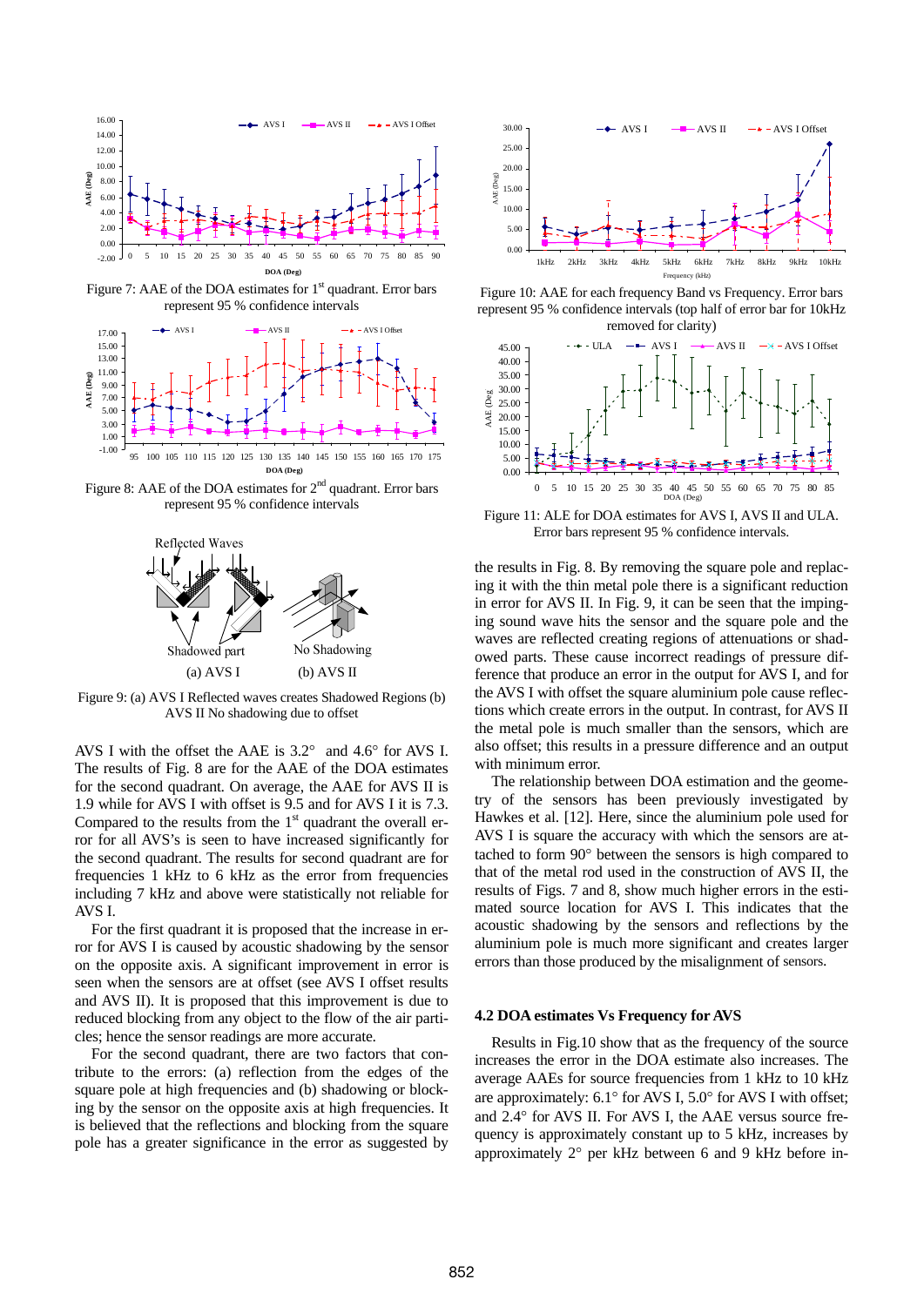Figure 7: AAE of the DOA estimates for 1st quadrant. Error bars represent 95 % confidence intervals

Figure 8: AAE of the DOA estimates for 2nd quadrant. Error bars represent 95 % confidence intervals

Figure 9: (a) AVS I Reflected waves creates Shadowed Regions (b) AVS II No shadowing due to offset

AVS I with the offset the AAE is 3.2° and 4.6° for AVS I. The results of Fig. 8 are for the AAE of the DOA estimates for the second quadrant. On average, the AAE for AVS II is 1.9 while for AVS I with offset is 9.5 and for AVS I it is 7.3. Compared to the results from the 1st quadrant the overall error for all AVS's is seen to have increased significantly for the second quadrant. The results for second quadrant are for frequencies 1 kHz to 6 kHz as the error from frequencies including 7 kHz and above were statistically not reliable for AVS I.

For the first quadrant it is proposed that the increase in error for AVS I is caused by acoustic shadowing by the sensor on the opposite axis. A significant improvement in error is seen when the sensors are at offset (see AVS I offset results and AVS II). It is proposed that this improvement is due to reduced blocking from any object to the flow of the air particles; hence the sensor readings are more accurate.

For the second quadrant, there are two factors that contribute to the errors: (a) reflection from the edges of the square pole at high frequencies and (b) shadowing or blocking by the sensor on the opposite axis at high frequencies. It is believed that the reflections and blocking from the square pole has a greater significance in the error as suggested by the results in Fig. 8. By removing the square pole and replacing it with the thin metal pole there is a significant reduction in error for AVS II. In Fig. 9, it can be seen that the impinging sound wave hits the sensor and the square pole and the waves are reflected creating regions of attenuations or shadowed parts. These cause incorrect readings of pressure difference that produce an error in the output for AVS I, and for the AVS I with offset the square aluminium pole cause reflections which create errors in the output. In contrast, for AVS II the metal pole is much smaller than the sensors, which are also offset; this results in a pressure difference and an output with minimum error.

The relationship between DOA estimation and the geometry of the sensors has been previously investigated by Hawkes et al. [12]. Here, since the aluminium pole used for AVS I is square the accuracy with which the sensors are attached to form 90° between the sensors is high compared to that of the metal rod used in the construction of AVS II, the results of Figs. 7 and 8, show much higher errors in the estimated source location for AVS I. This indicates that the acoustic shadowing by the sensors and reflections by the aluminium pole is much more significant and creates larger errors than those produced by the misalignment of sensors.

Figure 10: AAE for each frequency Band vs Frequency. Error bars represent 95 % confidence intervals (top half of error bar for 10kHz removed for clarity)

Figure 11: ALE for DOA estimates for AVS I, AVS II and ULA. Error bars represent 95 % confidence intervals.

### 4.2 DOA estimates Vs Frequency for AVS

Results in Fig.10 show that as the frequency of the source increases the error in the DOA estimate also increases. The average AAEs for source frequencies from 1 kHz to 10 kHz are approximately: 6.1° for AVS I, 5.0° for AVS I with offset; and 2.4° for AVS II. For AVS I, the AAE versus source frequency is approximately constant up to 5 kHz, increases by approximately 2° per kHz between 6 and 9 kHz before in-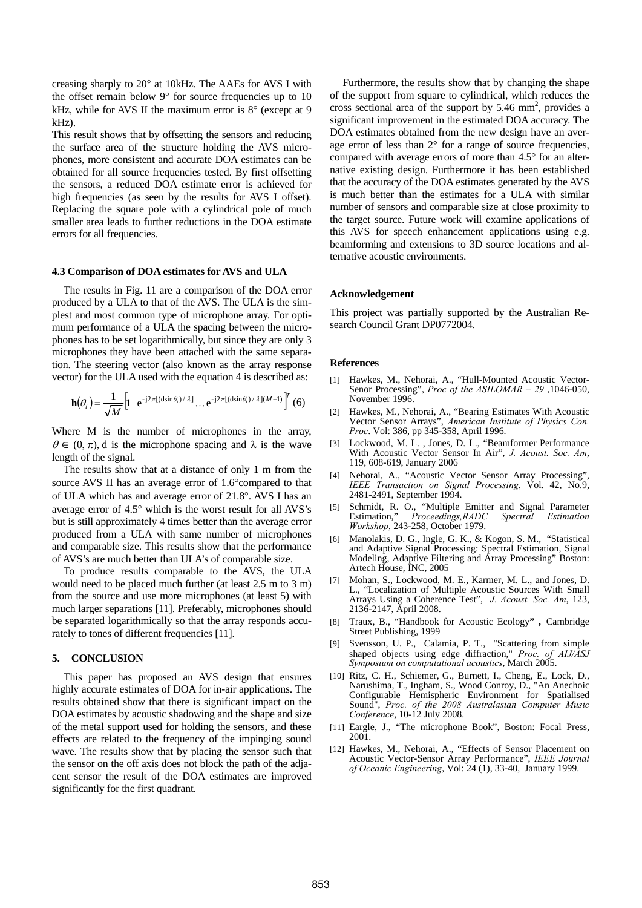creasing sharply to 20° at 10kHz. The AAEs for AVS I with the offset remain below 9° for source frequencies up to 10 kHz, while for AVS II the maximum error is 8° (except at 9 kHz).

This result shows that by offsetting the sensors and reducing the surface area of the structure holding the AVS microphones, more consistent and accurate DOA estimates can be obtained for all source frequencies tested. By first offsetting the sensors, a reduced DOA estimate error is achieved for high frequencies (as seen by the results for AVS I offset). Replacing the square pole with a cylindrical pole of much smaller area leads to further reductions in the DOA estimate errors for all frequencies.

### 4.3 Comparison of DOA estimates for AVS and ULA

The results in Fig. 11 are a comparison of the DOA error produced by a ULA to that of the AVS. The ULA is the simplest and most common type of microphone array. For optimum performance of a ULA the spacing between the microphones has to be set logarithmically, but since they are only 3 microphones they have been attached with the same separation. The steering vector (also known as the array response vector) for the ULA used with the equation 4 is described as:

$$\mathbf{h}(\theta_i) = \frac{1}{\sqrt{M}} \left[ 1 \quad e^{-j2\pi[(d\sin\theta_i)/\lambda]} \ldots e^{-j2\pi[(d\sin\theta_i)/\lambda](M-1)} \right]^T \quad (6)$$

Where M is the number of microphones in the array, $\theta \in (0, \pi)$, d is the microphone spacing and $\lambda$ is the wave length of the signal.

The results show that at a distance of only 1 m from the source AVS II has an average error of 1.6°compared to that of ULA which has and average error of 21.8°. AVS I has an average error of 4.5° which is the worst result for all AVS's but is still approximately 4 times better than the average error produced from a ULA with same number of microphones and comparable size. This results show that the performance of AVS's are much better than ULA's of comparable size.

To produce results comparable to the AVS, the ULA would need to be placed much further (at least 2.5 m to 3 m) from the source and use more microphones (at least 5) with much larger separations [11]. Preferably, microphones should be separated logarithmically so that the array responds accurately to tones of different frequencies [11].

## 5. CONCLUSION

This paper has proposed an AVS design that ensures highly accurate estimates of DOA for in-air applications. The results obtained show that there is significant impact on the DOA estimates by acoustic shadowing and the shape and size of the metal support used for holding the sensors, and these effects are related to the frequency of the impinging sound wave. The results show that by placing the sensor such that the sensor on the off axis does not block the path of the adjacent sensor the result of the DOA estimates are improved significantly for the first quadrant.

Furthermore, the results show that by changing the shape of the support from square to cylindrical, which reduces the cross sectional area of the support by 5.46 mm$^2$, provides a significant improvement in the estimated DOA accuracy. The DOA estimates obtained from the new design have an average error of less than 2° for a range of source frequencies, compared with average errors of more than 4.5° for an alternative existing design. Furthermore it has been established that the accuracy of the DOA estimates generated by the AVS is much better than the estimates for a ULA with similar number of sensors and comparable size at close proximity to the target source. Future work will examine applications of this AVS for speech enhancement applications using e.g. beamforming and extensions to 3D source locations and alternative acoustic environments.

### Acknowledgement

This project was partially supported by the Australian Research Council Grant DP0772004.

### References

[1] Hawkes, M., Nehorai, A., "Hull-Mounted Acoustic Vector-Senor Processing", *Proc of the ASILOMAR – 29* ,1046-050, November 1996.

[2] Hawkes, M., Nehorai, A., "Bearing Estimates With Acoustic Vector Sensor Arrays", *American Institute of Physics Con. Proc*. Vol: 386, pp 345-358, April 1996.

[3] Lockwood, M. L. , Jones, D. L., "Beamformer Performance With Acoustic Vector Sensor In Air", *J. Acoust. Soc. Am*, 119, 608-619, January 2006

[4] Nehorai, A., "Acoustic Vector Sensor Array Processing", *IEEE Transaction on Signal Processing*, Vol. 42, No.9, 2481-2491, September 1994.

[5] Schmidt, R. O., "Multiple Emitter and Signal Parameter Estimation," *Proceedings,RADC Spectral Estimation Workshop*, 243-258, October 1979.

[6] Manolakis, D. G., Ingle, G. K., & Kogon, S. M., "Statistical and Adaptive Signal Processing: Spectral Estimation, Signal Modeling, Adaptive Filtering and Array Processing" Boston: Artech House, INC, 2005

[7] Mohan, S., Lockwood, M. E., Karmer, M. L., and Jones, D. L., "Localization of Multiple Acoustic Sources With Small Arrays Using a Coherence Test", *J. Acoust. Soc. Am*, 123, 2136-2147, April 2008.

[8] Traux, B., "Handbook for Acoustic Ecology" **,** Cambridge Street Publishing, 1999

[9] Svensson, U. P., Calamia, P. T., "Scattering from simple shaped objects using edge diffraction," *Proc. of AIJ/ASJ Symposium on computational acoustics*, March 2005.

[10] Ritz, C. H., Schiemer, G., Burnett, I., Cheng, E., Lock, D., Narushima, T., Ingham, S., Wood Conroy, D., "An Anechoic Configurable Hemispheric Environment for Spatialised Sound", *Proc. of the 2008 Australasian Computer Music Conference*, 10-12 July 2008.

[11] Eargle, J., "The microphone Book", Boston: Focal Press, 2001.

[12] Hawkes, M., Nehorai, A., "Effects of Sensor Placement on Acoustic Vector-Sensor Array Performance", *IEEE Journal of Oceanic Engineering*, Vol: 24 (1), 33-40, January 1999.